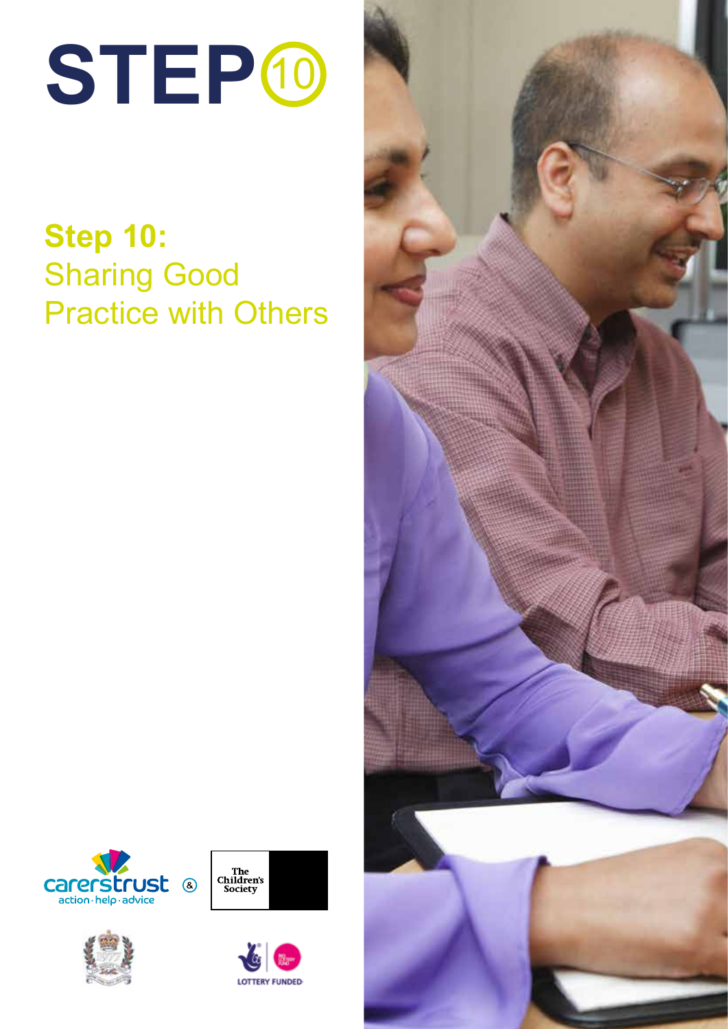# STEP 10

## Step 10: Sharing Good Practice with Others

carers trust
action · help · advice

&

The Children's Society

LOTTERY FUNDED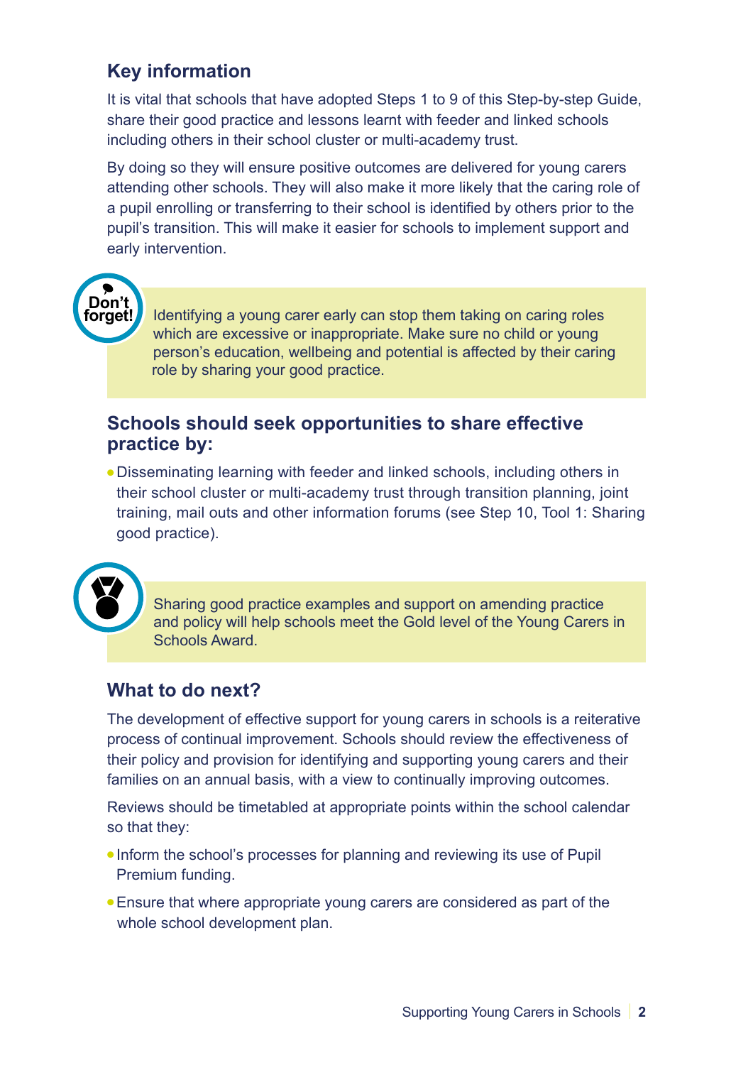## Key information

It is vital that schools that have adopted Steps 1 to 9 of this Step-by-step Guide, share their good practice and lessons learnt with feeder and linked schools including others in their school cluster or multi-academy trust.

By doing so they will ensure positive outcomes are delivered for young carers attending other schools. They will also make it more likely that the caring role of a pupil enrolling or transferring to their school is identified by others prior to the pupil's transition. This will make it easier for schools to implement support and early intervention.

**Don't forget!**

Identifying a young carer early can stop them taking on caring roles which are excessive or inappropriate. Make sure no child or young person's education, wellbeing and potential is affected by their caring role by sharing your good practice.

## Schools should seek opportunities to share effective practice by:

- Disseminating learning with feeder and linked schools, including others in their school cluster or multi-academy trust through transition planning, joint training, mail outs and other information forums (see Step 10, Tool 1: Sharing good practice).

Sharing good practice examples and support on amending practice and policy will help schools meet the Gold level of the Young Carers in Schools Award.

## What to do next?

The development of effective support for young carers in schools is a reiterative process of continual improvement. Schools should review the effectiveness of their policy and provision for identifying and supporting young carers and their families on an annual basis, with a view to continually improving outcomes.

Reviews should be timetabled at appropriate points within the school calendar so that they:

- Inform the school's processes for planning and reviewing its use of Pupil Premium funding.
- Ensure that where appropriate young carers are considered as part of the whole school development plan.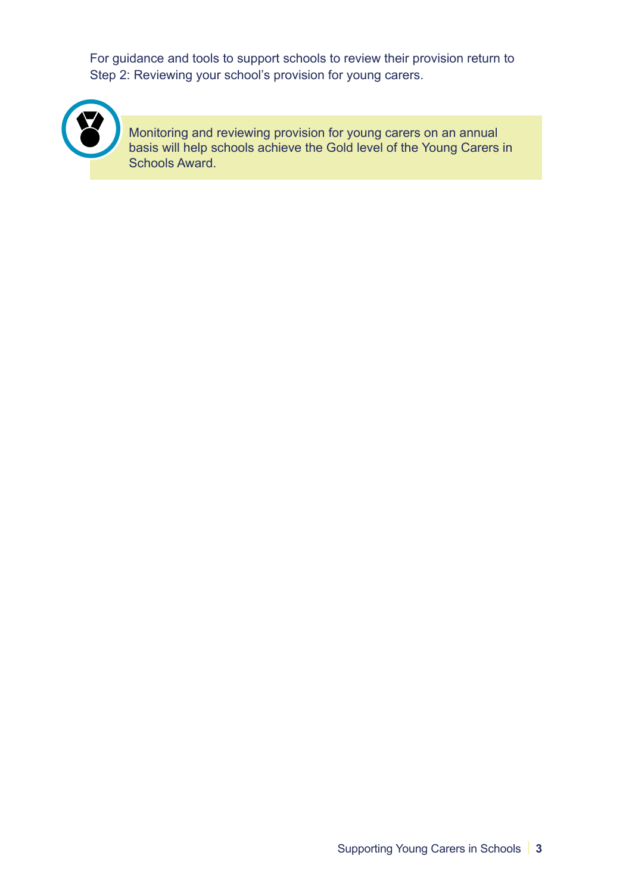For guidance and tools to support schools to review their provision return to Step 2: Reviewing your school's provision for young carers.

> Monitoring and reviewing provision for young carers on an annual basis will help schools achieve the Gold level of the Young Carers in Schools Award.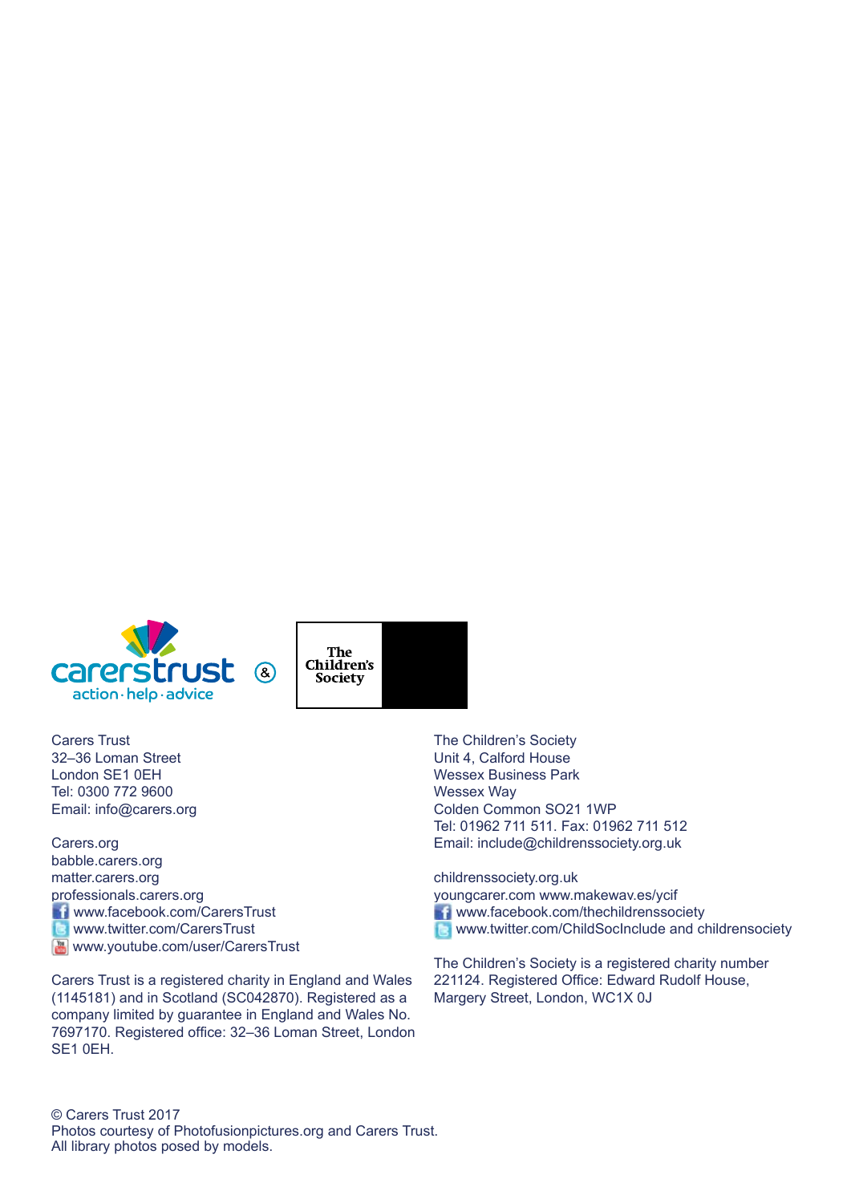carerstrust
action · help · advice

&

The Children's Society

Carers Trust
32–36 Loman Street
London SE1 0EH
Tel: 0300 772 9600
Email: info@carers.org

Carers.org
babble.carers.org
matter.carers.org
professionals.carers.org
www.facebook.com/CarersTrust
www.twitter.com/CarersTrust
www.youtube.com/user/CarersTrust

Carers Trust is a registered charity in England and Wales (1145181) and in Scotland (SC042870). Registered as a company limited by guarantee in England and Wales No. 7697170. Registered office: 32–36 Loman Street, London SE1 0EH.

The Children's Society
Unit 4, Calford House
Wessex Business Park
Wessex Way
Colden Common SO21 1WP
Tel: 01962 711 511. Fax: 01962 711 512
Email: include@childrenssociety.org.uk

childrenssociety.org.uk
youngcarer.com www.makewav.es/ycif
www.facebook.com/thechildrenssociety
www.twitter.com/ChildSocInclude and childrensociety

The Children's Society is a registered charity number 221124. Registered Office: Edward Rudolf House, Margery Street, London, WC1X 0J

© Carers Trust 2017
Photos courtesy of Photofusionpictures.org and Carers Trust.
All library photos posed by models.